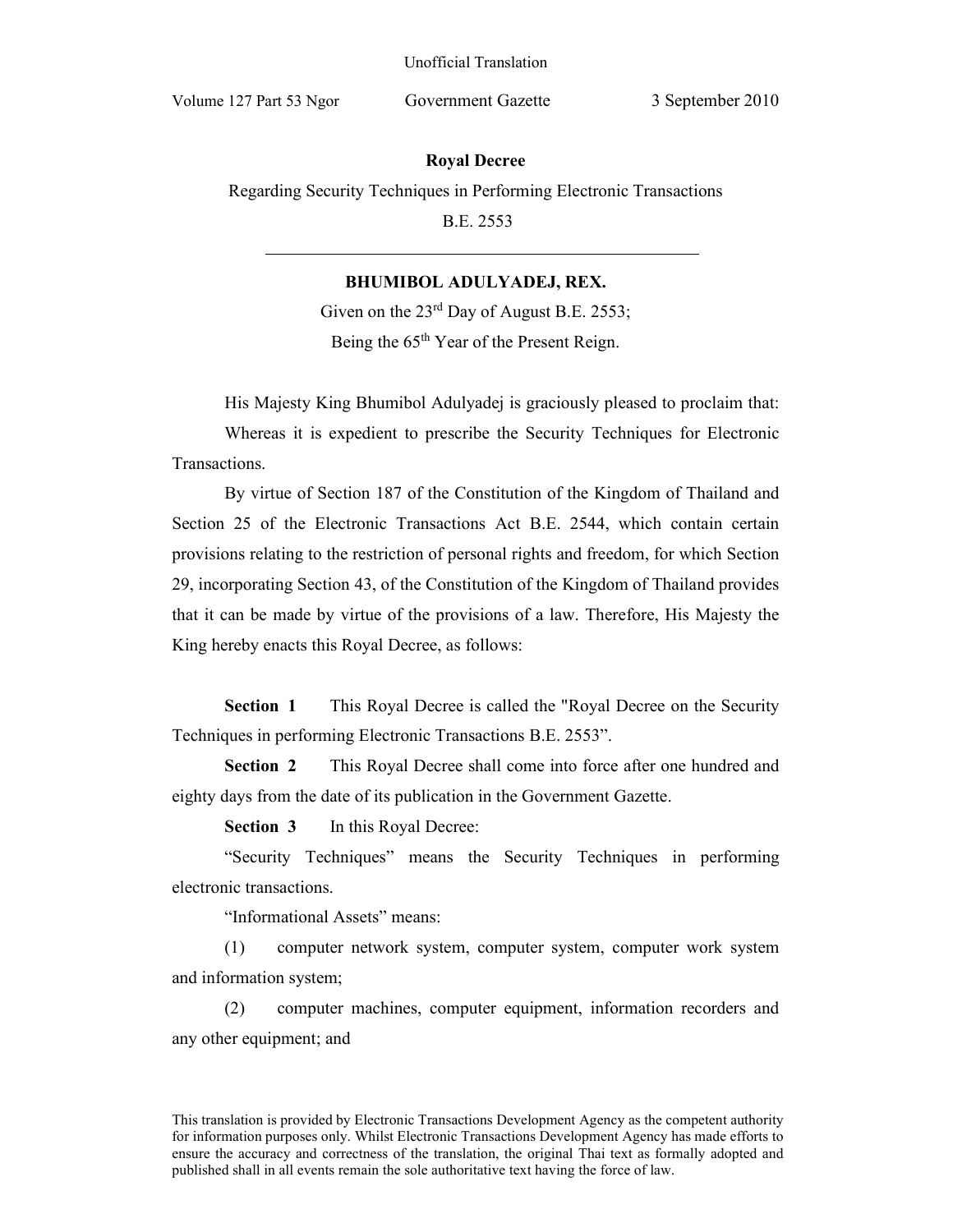Unofficial Translation

Volume 127 Part 53 Ngor Government Gazette 3 September 2010

# Royal Decree

Regarding Security Techniques in Performing Electronic Transactions

B.E. 2553

---

**BHUMIBOL ADULYADEJ, REX.**

Given on the 23rd Day of August B.E. 2553;

Being the 65th Year of the Present Reign.

His Majesty King Bhumibol Adulyadej is graciously pleased to proclaim that:

Whereas it is expedient to prescribe the Security Techniques for Electronic Transactions.

By virtue of Section 187 of the Constitution of the Kingdom of Thailand and Section 25 of the Electronic Transactions Act B.E. 2544, which contain certain provisions relating to the restriction of personal rights and freedom, for which Section 29, incorporating Section 43, of the Constitution of the Kingdom of Thailand provides that it can be made by virtue of the provisions of a law. Therefore, His Majesty the King hereby enacts this Royal Decree, as follows:

**Section 1** This Royal Decree is called the "Royal Decree on the Security Techniques in performing Electronic Transactions B.E. 2553".

**Section 2** This Royal Decree shall come into force after one hundred and eighty days from the date of its publication in the Government Gazette.

**Section 3** In this Royal Decree:

"Security Techniques" means the Security Techniques in performing electronic transactions.

"Informational Assets" means:

(1) computer network system, computer system, computer work system and information system;

(2) computer machines, computer equipment, information recorders and any other equipment; and

This translation is provided by Electronic Transactions Development Agency as the competent authority for information purposes only. Whilst Electronic Transactions Development Agency has made efforts to ensure the accuracy and correctness of the translation, the original Thai text as formally adopted and published shall in all events remain the sole authoritative text having the force of law.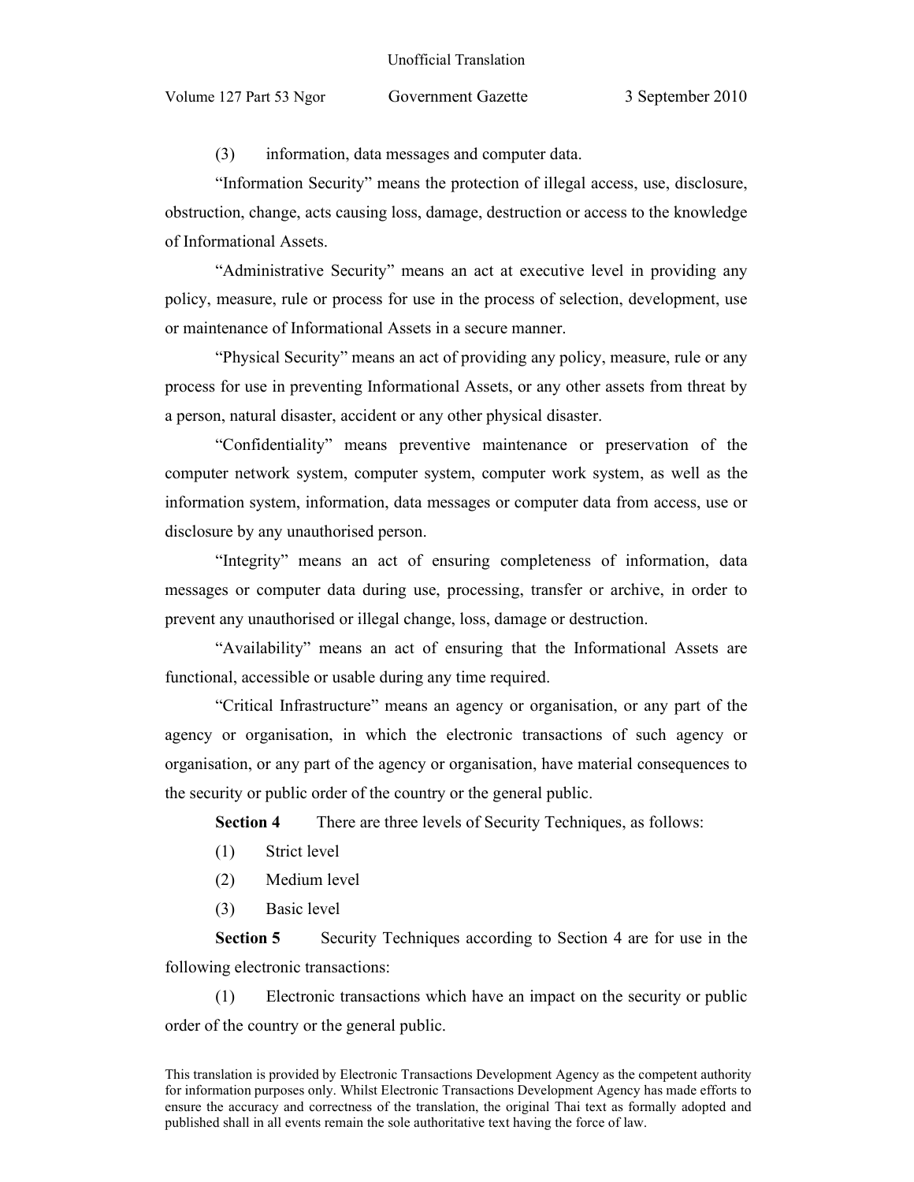(3) information, data messages and computer data.

"Information Security" means the protection of illegal access, use, disclosure, obstruction, change, acts causing loss, damage, destruction or access to the knowledge of Informational Assets.

"Administrative Security" means an act at executive level in providing any policy, measure, rule or process for use in the process of selection, development, use or maintenance of Informational Assets in a secure manner.

"Physical Security" means an act of providing any policy, measure, rule or any process for use in preventing Informational Assets, or any other assets from threat by a person, natural disaster, accident or any other physical disaster.

"Confidentiality" means preventive maintenance or preservation of the computer network system, computer system, computer work system, as well as the information system, information, data messages or computer data from access, use or disclosure by any unauthorised person.

"Integrity" means an act of ensuring completeness of information, data messages or computer data during use, processing, transfer or archive, in order to prevent any unauthorised or illegal change, loss, damage or destruction.

"Availability" means an act of ensuring that the Informational Assets are functional, accessible or usable during any time required.

"Critical Infrastructure" means an agency or organisation, or any part of the agency or organisation, in which the electronic transactions of such agency or organisation, or any part of the agency or organisation, have material consequences to the security or public order of the country or the general public.

**Section 4** There are three levels of Security Techniques, as follows:

(1) Strict level

(2) Medium level

(3) Basic level

**Section 5** Security Techniques according to Section 4 are for use in the following electronic transactions:

(1) Electronic transactions which have an impact on the security or public order of the country or the general public.

This translation is provided by Electronic Transactions Development Agency as the competent authority for information purposes only. Whilst Electronic Transactions Development Agency has made efforts to ensure the accuracy and correctness of the translation, the original Thai text as formally adopted and published shall in all events remain the sole authoritative text having the force of law.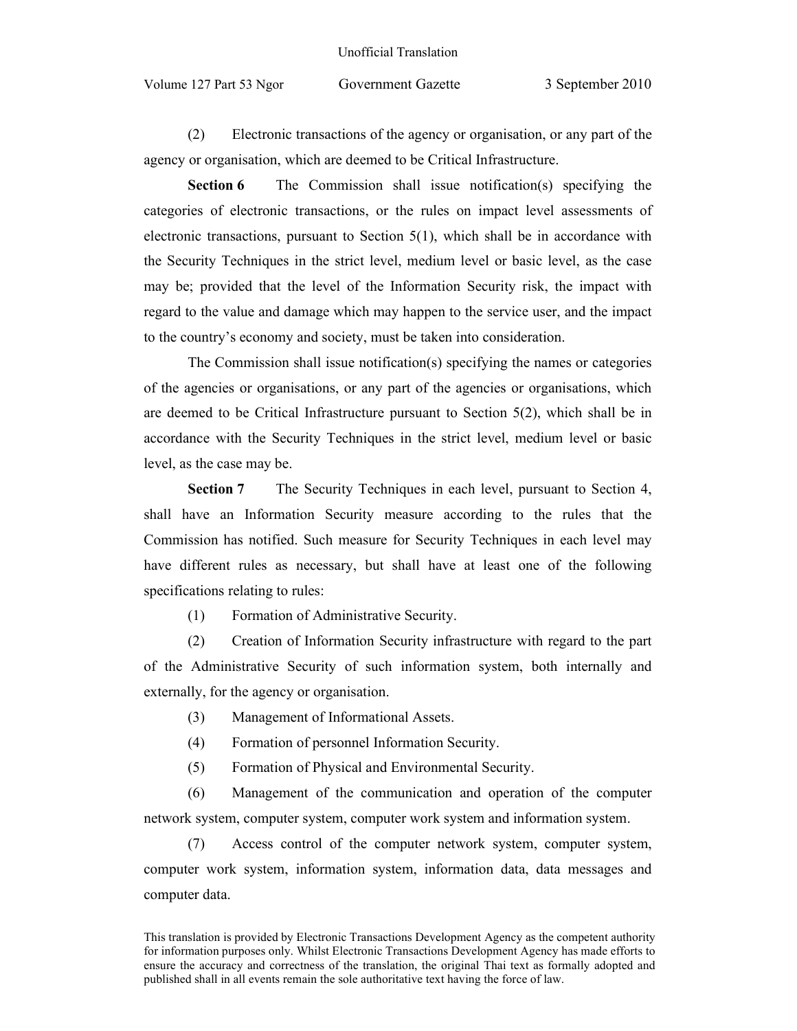(2) Electronic transactions of the agency or organisation, or any part of the agency or organisation, which are deemed to be Critical Infrastructure.

**Section 6** The Commission shall issue notification(s) specifying the categories of electronic transactions, or the rules on impact level assessments of electronic transactions, pursuant to Section 5(1), which shall be in accordance with the Security Techniques in the strict level, medium level or basic level, as the case may be; provided that the level of the Information Security risk, the impact with regard to the value and damage which may happen to the service user, and the impact to the country's economy and society, must be taken into consideration.

The Commission shall issue notification(s) specifying the names or categories of the agencies or organisations, or any part of the agencies or organisations, which are deemed to be Critical Infrastructure pursuant to Section 5(2), which shall be in accordance with the Security Techniques in the strict level, medium level or basic level, as the case may be.

**Section 7** The Security Techniques in each level, pursuant to Section 4, shall have an Information Security measure according to the rules that the Commission has notified. Such measure for Security Techniques in each level may have different rules as necessary, but shall have at least one of the following specifications relating to rules:

(1) Formation of Administrative Security.

(2) Creation of Information Security infrastructure with regard to the part of the Administrative Security of such information system, both internally and externally, for the agency or organisation.

(3) Management of Informational Assets.

(4) Formation of personnel Information Security.

(5) Formation of Physical and Environmental Security.

(6) Management of the communication and operation of the computer network system, computer system, computer work system and information system.

(7) Access control of the computer network system, computer system, computer work system, information system, information data, data messages and computer data.

This translation is provided by Electronic Transactions Development Agency as the competent authority for information purposes only. Whilst Electronic Transactions Development Agency has made efforts to ensure the accuracy and correctness of the translation, the original Thai text as formally adopted and published shall in all events remain the sole authoritative text having the force of law.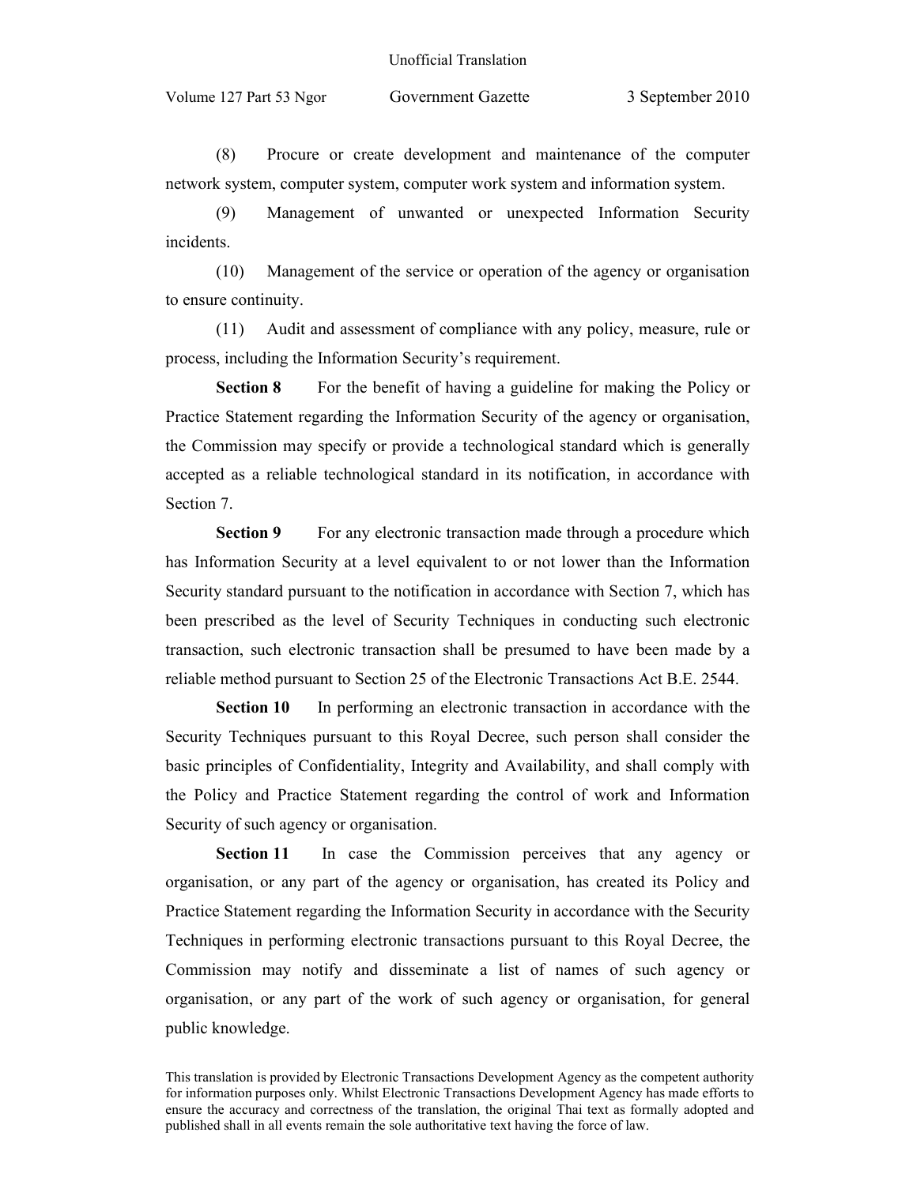(8) Procure or create development and maintenance of the computer network system, computer system, computer work system and information system.

(9) Management of unwanted or unexpected Information Security incidents.

(10) Management of the service or operation of the agency or organisation to ensure continuity.

(11) Audit and assessment of compliance with any policy, measure, rule or process, including the Information Security's requirement.

**Section 8** For the benefit of having a guideline for making the Policy or Practice Statement regarding the Information Security of the agency or organisation, the Commission may specify or provide a technological standard which is generally accepted as a reliable technological standard in its notification, in accordance with Section 7.

**Section 9** For any electronic transaction made through a procedure which has Information Security at a level equivalent to or not lower than the Information Security standard pursuant to the notification in accordance with Section 7, which has been prescribed as the level of Security Techniques in conducting such electronic transaction, such electronic transaction shall be presumed to have been made by a reliable method pursuant to Section 25 of the Electronic Transactions Act B.E. 2544.

**Section 10** In performing an electronic transaction in accordance with the Security Techniques pursuant to this Royal Decree, such person shall consider the basic principles of Confidentiality, Integrity and Availability, and shall comply with the Policy and Practice Statement regarding the control of work and Information Security of such agency or organisation.

**Section 11** In case the Commission perceives that any agency or organisation, or any part of the agency or organisation, has created its Policy and Practice Statement regarding the Information Security in accordance with the Security Techniques in performing electronic transactions pursuant to this Royal Decree, the Commission may notify and disseminate a list of names of such agency or organisation, or any part of the work of such agency or organisation, for general public knowledge.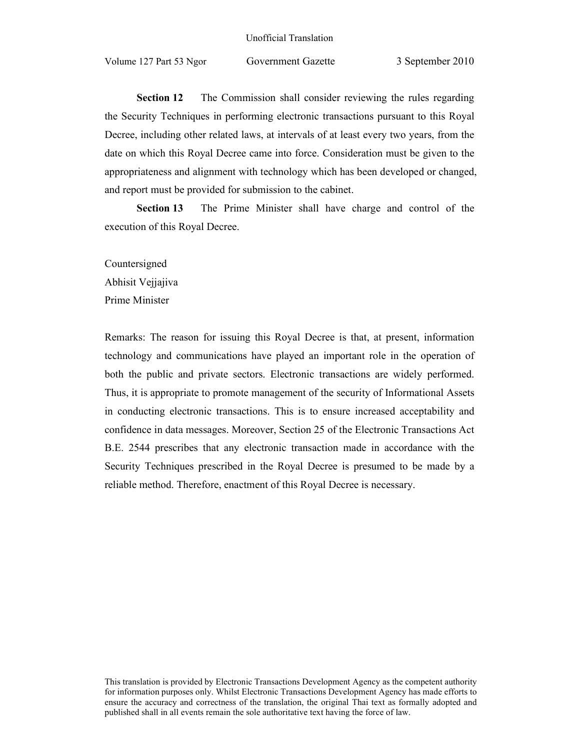**Section 12** The Commission shall consider reviewing the rules regarding the Security Techniques in performing electronic transactions pursuant to this Royal Decree, including other related laws, at intervals of at least every two years, from the date on which this Royal Decree came into force. Consideration must be given to the appropriateness and alignment with technology which has been developed or changed, and report must be provided for submission to the cabinet.

**Section 13** The Prime Minister shall have charge and control of the execution of this Royal Decree.

Countersigned
Abhisit Vejjajiva
Prime Minister

Remarks: The reason for issuing this Royal Decree is that, at present, information technology and communications have played an important role in the operation of both the public and private sectors. Electronic transactions are widely performed. Thus, it is appropriate to promote management of the security of Informational Assets in conducting electronic transactions. This is to ensure increased acceptability and confidence in data messages. Moreover, Section 25 of the Electronic Transactions Act B.E. 2544 prescribes that any electronic transaction made in accordance with the Security Techniques prescribed in the Royal Decree is presumed to be made by a reliable method. Therefore, enactment of this Royal Decree is necessary.